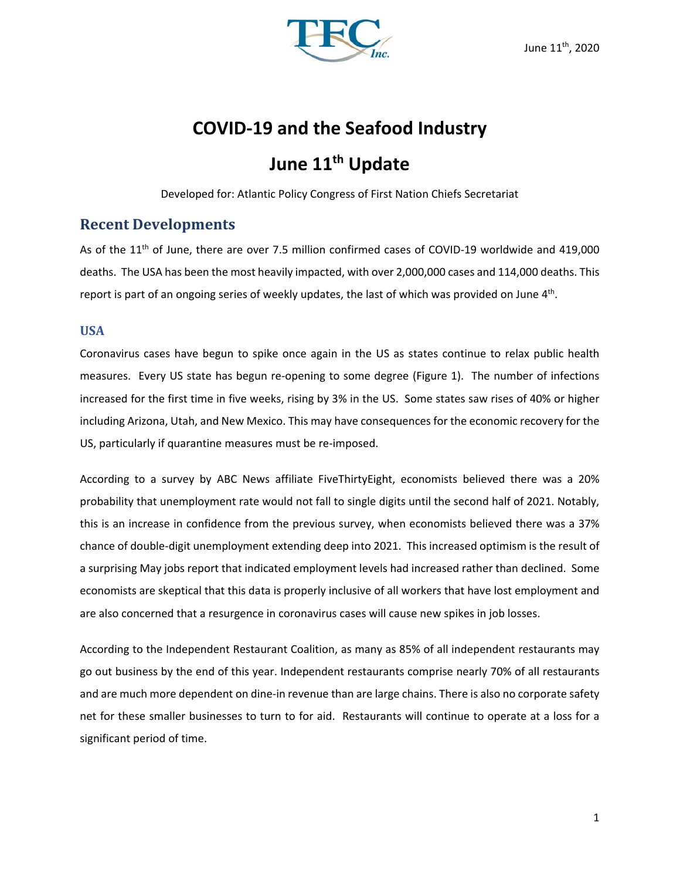June 11th, 2020

# COVID-19 and the Seafood Industry

# June 11th Update

Developed for: Atlantic Policy Congress of First Nation Chiefs Secretariat

## Recent Developments

As of the 11th of June, there are over 7.5 million confirmed cases of COVID-19 worldwide and 419,000 deaths. The USA has been the most heavily impacted, with over 2,000,000 cases and 114,000 deaths. This report is part of an ongoing series of weekly updates, the last of which was provided on June 4th.

### USA

Coronavirus cases have begun to spike once again in the US as states continue to relax public health measures. Every US state has begun re-opening to some degree (Figure 1). The number of infections increased for the first time in five weeks, rising by 3% in the US. Some states saw rises of 40% or higher including Arizona, Utah, and New Mexico. This may have consequences for the economic recovery for the US, particularly if quarantine measures must be re-imposed.

According to a survey by ABC News affiliate FiveThirtyEight, economists believed there was a 20% probability that unemployment rate would not fall to single digits until the second half of 2021. Notably, this is an increase in confidence from the previous survey, when economists believed there was a 37% chance of double-digit unemployment extending deep into 2021. This increased optimism is the result of a surprising May jobs report that indicated employment levels had increased rather than declined. Some economists are skeptical that this data is properly inclusive of all workers that have lost employment and are also concerned that a resurgence in coronavirus cases will cause new spikes in job losses.

According to the Independent Restaurant Coalition, as many as 85% of all independent restaurants may go out business by the end of this year. Independent restaurants comprise nearly 70% of all restaurants and are much more dependent on dine-in revenue than are large chains. There is also no corporate safety net for these smaller businesses to turn to for aid. Restaurants will continue to operate at a loss for a significant period of time.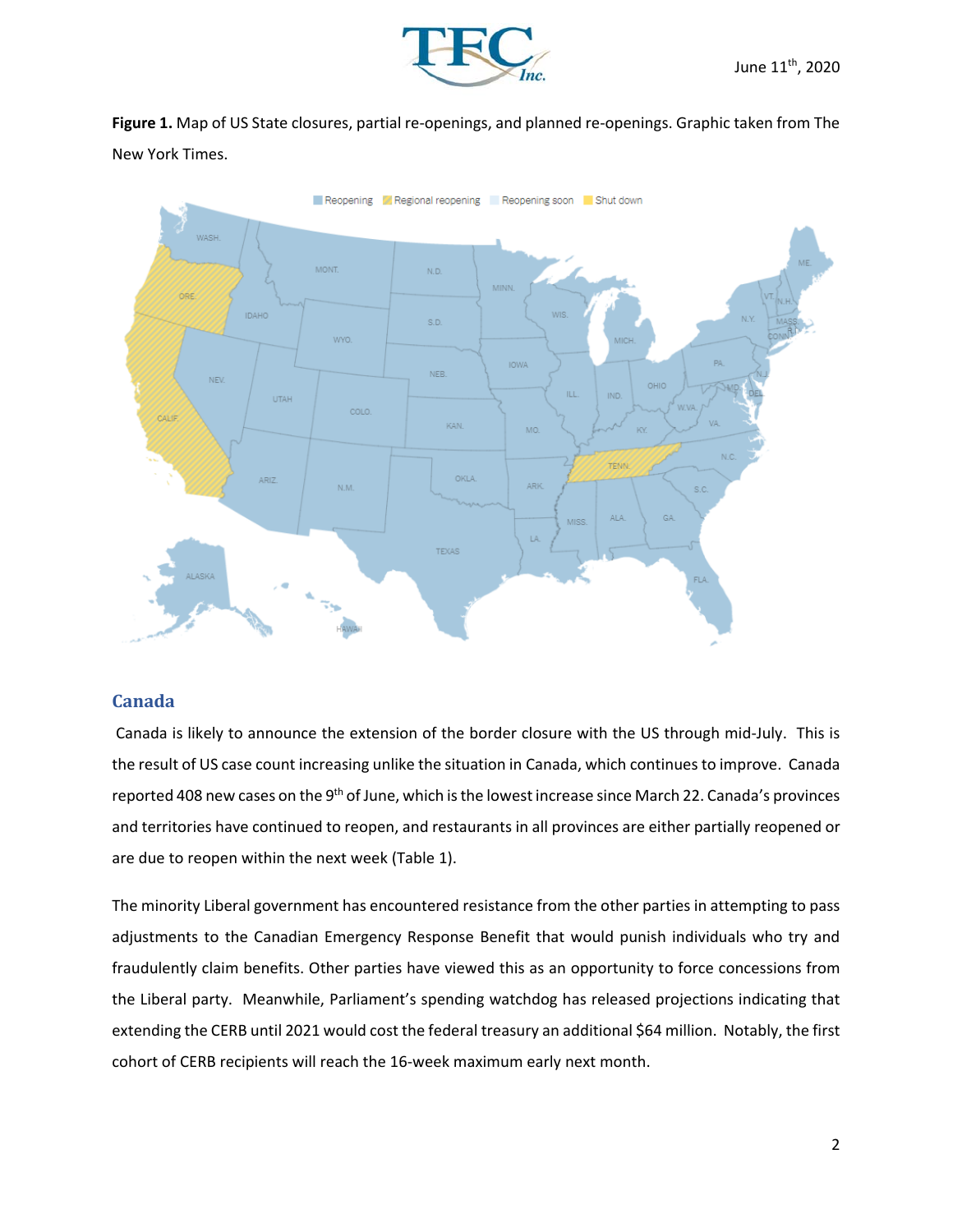**Figure 1.** Map of US State closures, partial re-openings, and planned re-openings. Graphic taken from The New York Times.

## Canada

Canada is likely to announce the extension of the border closure with the US through mid-July. This is the result of US case count increasing unlike the situation in Canada, which continues to improve. Canada reported 408 new cases on the 9th of June, which is the lowest increase since March 22. Canada's provinces and territories have continued to reopen, and restaurants in all provinces are either partially reopened or are due to reopen within the next week (Table 1).

The minority Liberal government has encountered resistance from the other parties in attempting to pass adjustments to the Canadian Emergency Response Benefit that would punish individuals who try and fraudulently claim benefits. Other parties have viewed this as an opportunity to force concessions from the Liberal party. Meanwhile, Parliament's spending watchdog has released projections indicating that extending the CERB until 2021 would cost the federal treasury an additional $64 million. Notably, the first cohort of CERB recipients will reach the 16-week maximum early next month.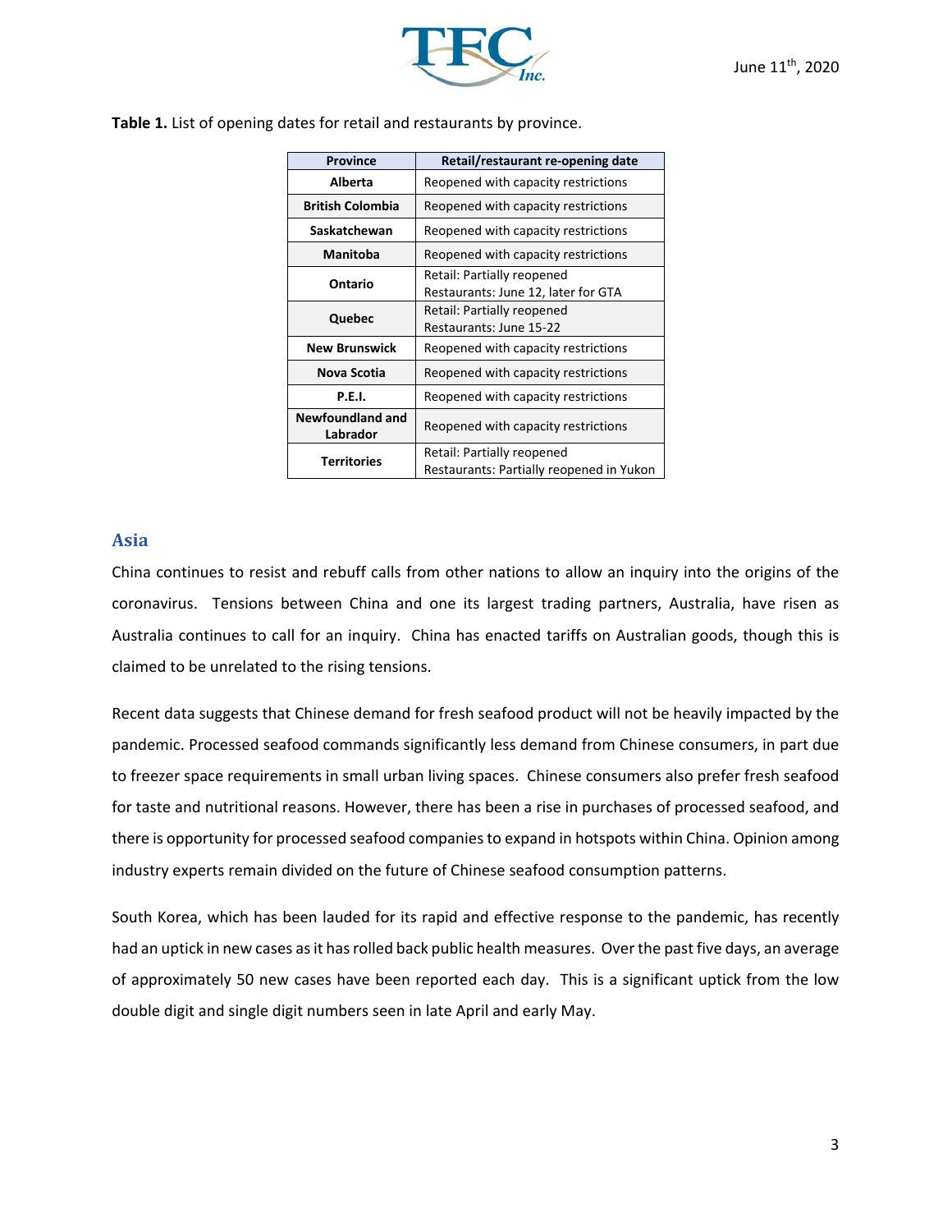**Table 1.** List of opening dates for retail and restaurants by province.

| Province | Retail/restaurant re-opening date |
|---|---|
| **Alberta** | Reopened with capacity restrictions |
| **British Colombia** | Reopened with capacity restrictions |
| **Saskatchewan** | Reopened with capacity restrictions |
| **Manitoba** | Reopened with capacity restrictions |
| **Ontario** | Retail: Partially reopened<br>Restaurants: June 12, later for GTA |
| **Quebec** | Retail: Partially reopened<br>Restaurants: June 15-22 |
| **New Brunswick** | Reopened with capacity restrictions |
| **Nova Scotia** | Reopened with capacity restrictions |
| **P.E.I.** | Reopened with capacity restrictions |
| **Newfoundland and Labrador** | Reopened with capacity restrictions |
| **Territories** | Retail: Partially reopened<br>Restaurants: Partially reopened in Yukon |

## Asia

China continues to resist and rebuff calls from other nations to allow an inquiry into the origins of the coronavirus. Tensions between China and one its largest trading partners, Australia, have risen as Australia continues to call for an inquiry. China has enacted tariffs on Australian goods, though this is claimed to be unrelated to the rising tensions.

Recent data suggests that Chinese demand for fresh seafood product will not be heavily impacted by the pandemic. Processed seafood commands significantly less demand from Chinese consumers, in part due to freezer space requirements in small urban living spaces. Chinese consumers also prefer fresh seafood for taste and nutritional reasons. However, there has been a rise in purchases of processed seafood, and there is opportunity for processed seafood companies to expand in hotspots within China. Opinion among industry experts remain divided on the future of Chinese seafood consumption patterns.

South Korea, which has been lauded for its rapid and effective response to the pandemic, has recently had an uptick in new cases as it has rolled back public health measures. Over the past five days, an average of approximately 50 new cases have been reported each day. This is a significant uptick from the low double digit and single digit numbers seen in late April and early May.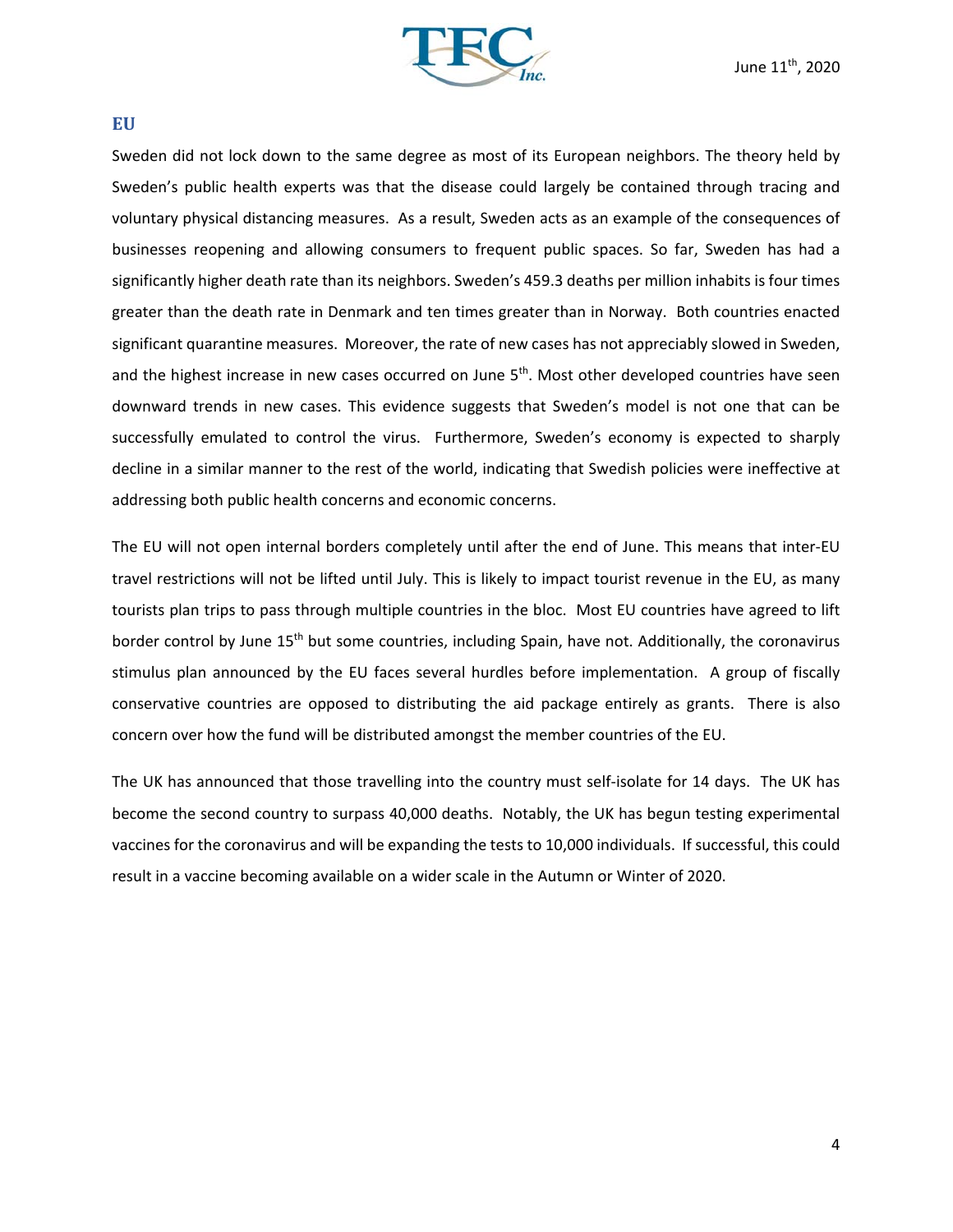## EU

Sweden did not lock down to the same degree as most of its European neighbors. The theory held by Sweden's public health experts was that the disease could largely be contained through tracing and voluntary physical distancing measures. As a result, Sweden acts as an example of the consequences of businesses reopening and allowing consumers to frequent public spaces. So far, Sweden has had a significantly higher death rate than its neighbors. Sweden's 459.3 deaths per million inhabits is four times greater than the death rate in Denmark and ten times greater than in Norway. Both countries enacted significant quarantine measures. Moreover, the rate of new cases has not appreciably slowed in Sweden, and the highest increase in new cases occurred on June 5th. Most other developed countries have seen downward trends in new cases. This evidence suggests that Sweden's model is not one that can be successfully emulated to control the virus. Furthermore, Sweden's economy is expected to sharply decline in a similar manner to the rest of the world, indicating that Swedish policies were ineffective at addressing both public health concerns and economic concerns.

The EU will not open internal borders completely until after the end of June. This means that inter-EU travel restrictions will not be lifted until July. This is likely to impact tourist revenue in the EU, as many tourists plan trips to pass through multiple countries in the bloc. Most EU countries have agreed to lift border control by June 15th but some countries, including Spain, have not. Additionally, the coronavirus stimulus plan announced by the EU faces several hurdles before implementation. A group of fiscally conservative countries are opposed to distributing the aid package entirely as grants. There is also concern over how the fund will be distributed amongst the member countries of the EU.

The UK has announced that those travelling into the country must self-isolate for 14 days. The UK has become the second country to surpass 40,000 deaths. Notably, the UK has begun testing experimental vaccines for the coronavirus and will be expanding the tests to 10,000 individuals. If successful, this could result in a vaccine becoming available on a wider scale in the Autumn or Winter of 2020.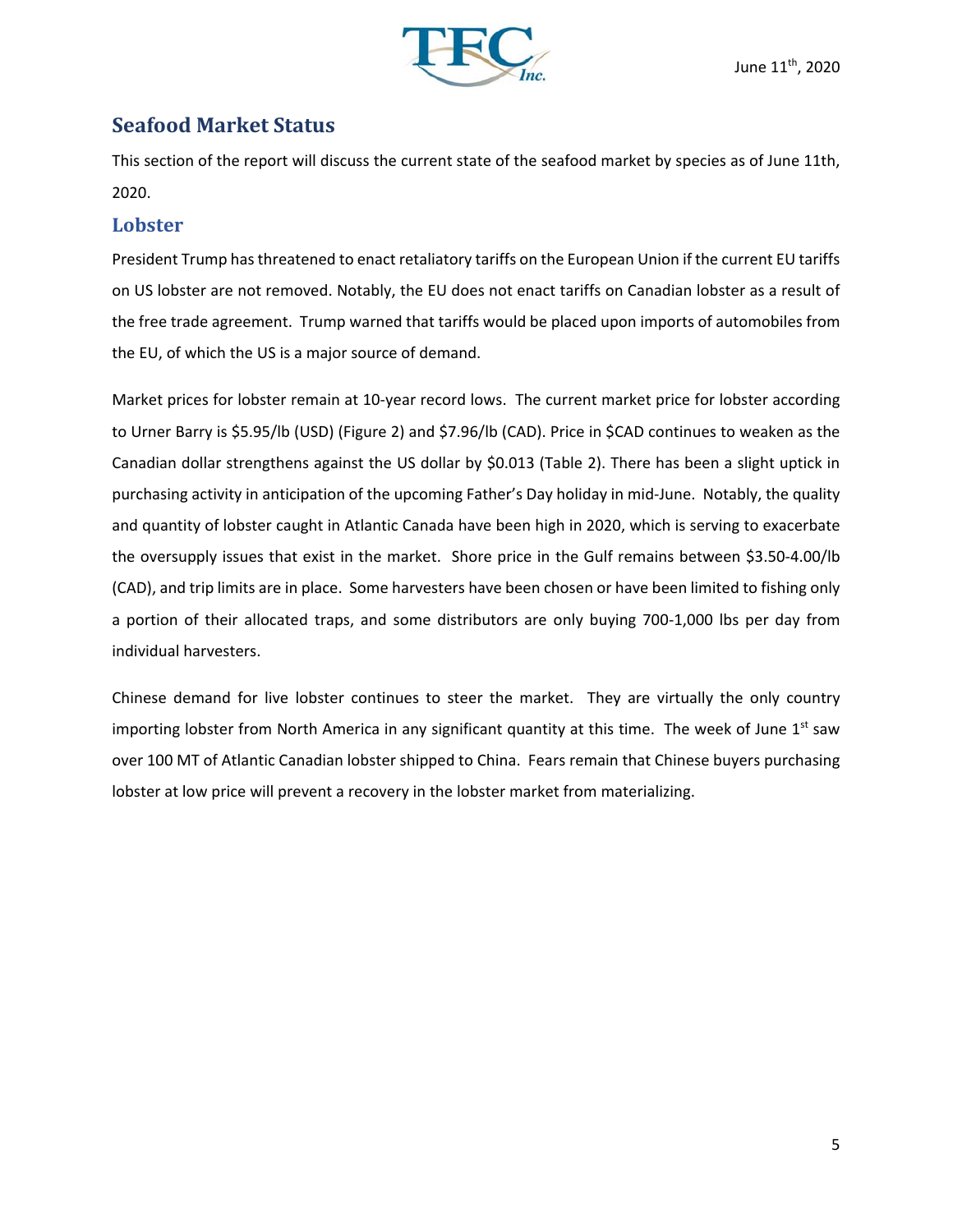## Seafood Market Status

This section of the report will discuss the current state of the seafood market by species as of June 11th, 2020.

### Lobster

President Trump has threatened to enact retaliatory tariffs on the European Union if the current EU tariffs on US lobster are not removed. Notably, the EU does not enact tariffs on Canadian lobster as a result of the free trade agreement. Trump warned that tariffs would be placed upon imports of automobiles from the EU, of which the US is a major source of demand.

Market prices for lobster remain at 10-year record lows. The current market price for lobster according to Urner Barry is $5.95/lb (USD) (Figure 2) and $7.96/lb (CAD). Price in $CAD continues to weaken as the Canadian dollar strengthens against the US dollar by $0.013 (Table 2). There has been a slight uptick in purchasing activity in anticipation of the upcoming Father's Day holiday in mid-June. Notably, the quality and quantity of lobster caught in Atlantic Canada have been high in 2020, which is serving to exacerbate the oversupply issues that exist in the market. Shore price in the Gulf remains between $3.50-4.00/lb (CAD), and trip limits are in place. Some harvesters have been chosen or have been limited to fishing only a portion of their allocated traps, and some distributors are only buying 700-1,000 lbs per day from individual harvesters.

Chinese demand for live lobster continues to steer the market. They are virtually the only country importing lobster from North America in any significant quantity at this time. The week of June 1st saw over 100 MT of Atlantic Canadian lobster shipped to China. Fears remain that Chinese buyers purchasing lobster at low price will prevent a recovery in the lobster market from materializing.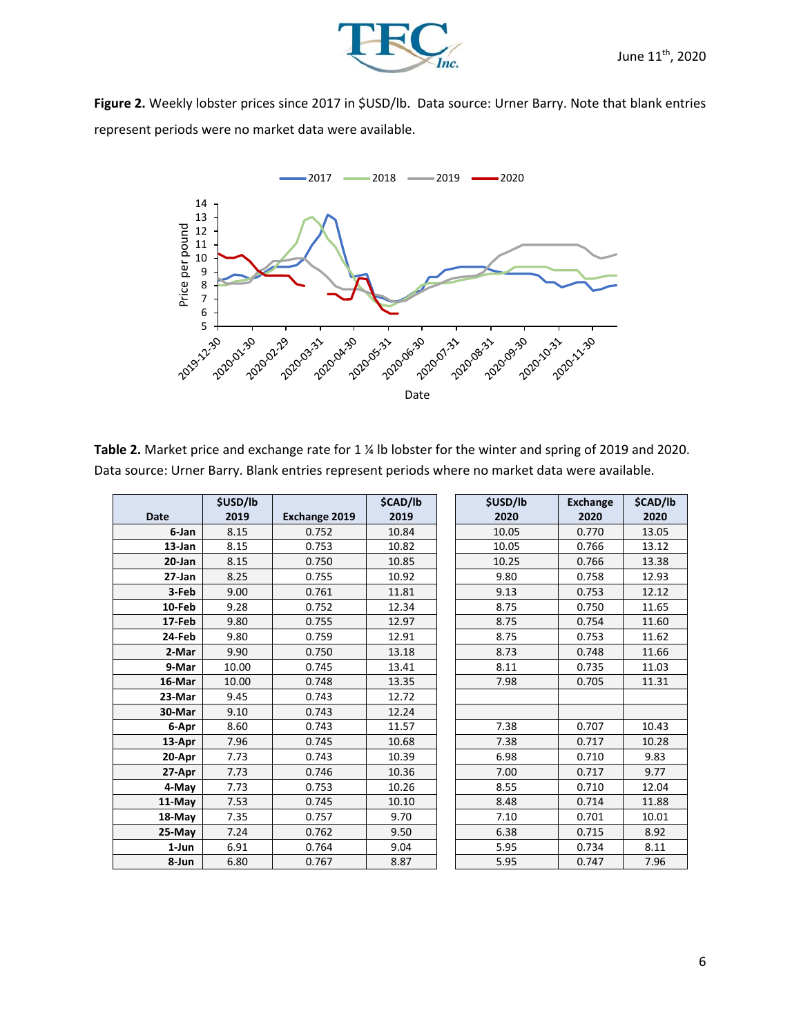June 11th, 2020

**Figure 2.** Weekly lobster prices since 2017 in $USD/lb. Data source: Urner Barry. Note that blank entries represent periods were no market data were available.

**Table 2.** Market price and exchange rate for 1 ¼ lb lobster for the winter and spring of 2019 and 2020. Data source: Urner Barry. Blank entries represent periods where no market data were available.

| Date | $USD/lb 2019 | Exchange 2019 | $CAD/lb 2019 | $USD/lb 2020 | Exchange 2020 | $CAD/lb 2020 |
|---|---|---|---|---|---|---|
| 6-Jan | 8.15 | 0.752 | 10.84 | 10.05 | 0.770 | 13.05 |
| 13-Jan | 8.15 | 0.753 | 10.82 | 10.05 | 0.766 | 13.12 |
| 20-Jan | 8.15 | 0.750 | 10.85 | 10.25 | 0.766 | 13.38 |
| 27-Jan | 8.25 | 0.755 | 10.92 | 9.80 | 0.758 | 12.93 |
| 3-Feb | 9.00 | 0.761 | 11.81 | 9.13 | 0.753 | 12.12 |
| 10-Feb | 9.28 | 0.752 | 12.34 | 8.75 | 0.750 | 11.65 |
| 17-Feb | 9.80 | 0.755 | 12.97 | 8.75 | 0.754 | 11.60 |
| 24-Feb | 9.80 | 0.759 | 12.91 | 8.75 | 0.753 | 11.62 |
| 2-Mar | 9.90 | 0.750 | 13.18 | 8.73 | 0.748 | 11.66 |
| 9-Mar | 10.00 | 0.745 | 13.41 | 8.11 | 0.735 | 11.03 |
| 16-Mar | 10.00 | 0.748 | 13.35 | 7.98 | 0.705 | 11.31 |
| 23-Mar | 9.45 | 0.743 | 12.72 | | | |
| 30-Mar | 9.10 | 0.743 | 12.24 | | | |
| 6-Apr | 8.60 | 0.743 | 11.57 | 7.38 | 0.707 | 10.43 |
| 13-Apr | 7.96 | 0.745 | 10.68 | 7.38 | 0.717 | 10.28 |
| 20-Apr | 7.73 | 0.743 | 10.39 | 6.98 | 0.710 | 9.83 |
| 27-Apr | 7.73 | 0.746 | 10.36 | 7.00 | 0.717 | 9.77 |
| 4-May | 7.73 | 0.753 | 10.26 | 8.55 | 0.710 | 12.04 |
| 11-May | 7.53 | 0.745 | 10.10 | 8.48 | 0.714 | 11.88 |
| 18-May | 7.35 | 0.757 | 9.70 | 7.10 | 0.701 | 10.01 |
| 25-May | 7.24 | 0.762 | 9.50 | 6.38 | 0.715 | 8.92 |
| 1-Jun | 6.91 | 0.764 | 9.04 | 5.95 | 0.734 | 8.11 |
| 8-Jun | 6.80 | 0.767 | 8.87 | 5.95 | 0.747 | 7.96 |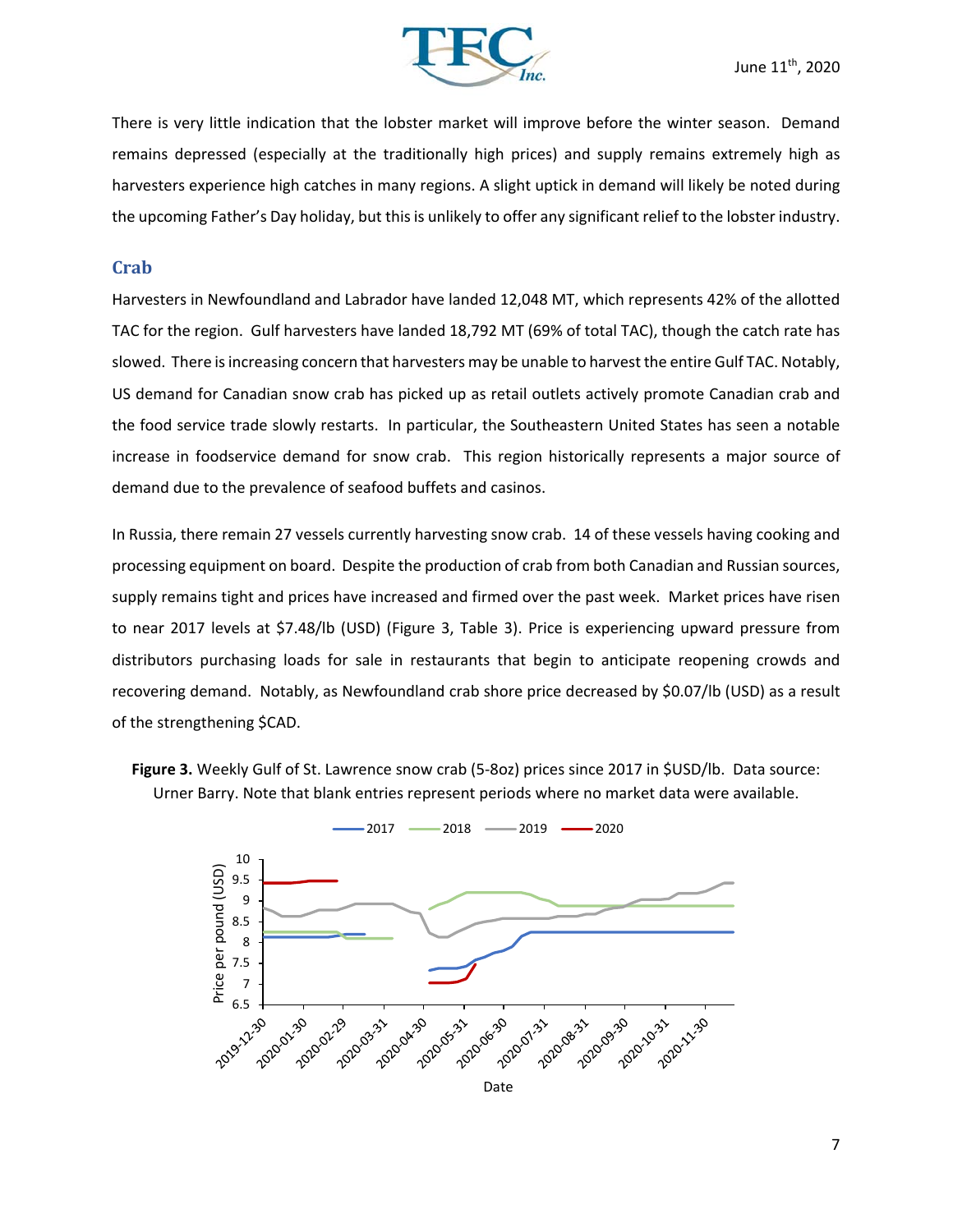There is very little indication that the lobster market will improve before the winter season. Demand remains depressed (especially at the traditionally high prices) and supply remains extremely high as harvesters experience high catches in many regions. A slight uptick in demand will likely be noted during the upcoming Father's Day holiday, but this is unlikely to offer any significant relief to the lobster industry.

## Crab

Harvesters in Newfoundland and Labrador have landed 12,048 MT, which represents 42% of the allotted TAC for the region. Gulf harvesters have landed 18,792 MT (69% of total TAC), though the catch rate has slowed. There is increasing concern that harvesters may be unable to harvest the entire Gulf TAC. Notably, US demand for Canadian snow crab has picked up as retail outlets actively promote Canadian crab and the food service trade slowly restarts. In particular, the Southeastern United States has seen a notable increase in foodservice demand for snow crab. This region historically represents a major source of demand due to the prevalence of seafood buffets and casinos.

In Russia, there remain 27 vessels currently harvesting snow crab. 14 of these vessels having cooking and processing equipment on board. Despite the production of crab from both Canadian and Russian sources, supply remains tight and prices have increased and firmed over the past week. Market prices have risen to near 2017 levels at $7.48/lb (USD) (Figure 3, Table 3). Price is experiencing upward pressure from distributors purchasing loads for sale in restaurants that begin to anticipate reopening crowds and recovering demand. Notably, as Newfoundland crab shore price decreased by $0.07/lb (USD) as a result of the strengthening $CAD.

**Figure 3.** Weekly Gulf of St. Lawrence snow crab (5-8oz) prices since 2017 in $USD/lb. Data source: Urner Barry. Note that blank entries represent periods where no market data were available.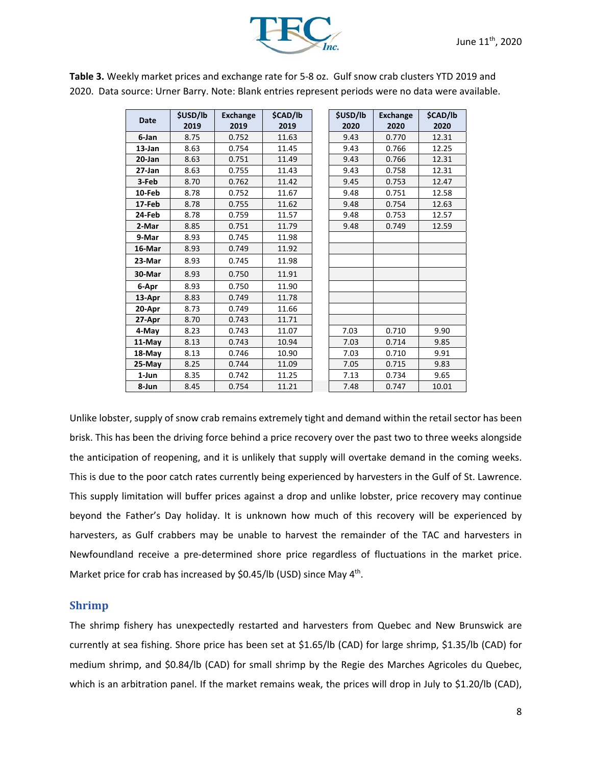**Table 3.** Weekly market prices and exchange rate for 5-8 oz. Gulf snow crab clusters YTD 2019 and 2020. Data source: Urner Barry. Note: Blank entries represent periods were no data were available.

| Date | $USD/lb 2019 | Exchange 2019 | $CAD/lb 2019 | $USD/lb 2020 | Exchange 2020 | $CAD/lb 2020 |
|---|---|---|---|---|---|---|
| 6-Jan | 8.75 | 0.752 | 11.63 | 9.43 | 0.770 | 12.31 |
| 13-Jan | 8.63 | 0.754 | 11.45 | 9.43 | 0.766 | 12.25 |
| 20-Jan | 8.63 | 0.751 | 11.49 | 9.43 | 0.766 | 12.31 |
| 27-Jan | 8.63 | 0.755 | 11.43 | 9.43 | 0.758 | 12.31 |
| 3-Feb | 8.70 | 0.762 | 11.42 | 9.45 | 0.753 | 12.47 |
| 10-Feb | 8.78 | 0.752 | 11.67 | 9.48 | 0.751 | 12.58 |
| 17-Feb | 8.78 | 0.755 | 11.62 | 9.48 | 0.754 | 12.63 |
| 24-Feb | 8.78 | 0.759 | 11.57 | 9.48 | 0.753 | 12.57 |
| 2-Mar | 8.85 | 0.751 | 11.79 | 9.48 | 0.749 | 12.59 |
| 9-Mar | 8.93 | 0.745 | 11.98 | | | |
| 16-Mar | 8.93 | 0.749 | 11.92 | | | |
| 23-Mar | 8.93 | 0.745 | 11.98 | | | |
| 30-Mar | 8.93 | 0.750 | 11.91 | | | |
| 6-Apr | 8.93 | 0.750 | 11.90 | | | |
| 13-Apr | 8.83 | 0.749 | 11.78 | | | |
| 20-Apr | 8.73 | 0.749 | 11.66 | | | |
| 27-Apr | 8.70 | 0.743 | 11.71 | | | |
| 4-May | 8.23 | 0.743 | 11.07 | 7.03 | 0.710 | 9.90 |
| 11-May | 8.13 | 0.743 | 10.94 | 7.03 | 0.714 | 9.85 |
| 18-May | 8.13 | 0.746 | 10.90 | 7.03 | 0.710 | 9.91 |
| 25-May | 8.25 | 0.744 | 11.09 | 7.05 | 0.715 | 9.83 |
| 1-Jun | 8.35 | 0.742 | 11.25 | 7.13 | 0.734 | 9.65 |
| 8-Jun | 8.45 | 0.754 | 11.21 | 7.48 | 0.747 | 10.01 |

Unlike lobster, supply of snow crab remains extremely tight and demand within the retail sector has been brisk. This has been the driving force behind a price recovery over the past two to three weeks alongside the anticipation of reopening, and it is unlikely that supply will overtake demand in the coming weeks. This is due to the poor catch rates currently being experienced by harvesters in the Gulf of St. Lawrence. This supply limitation will buffer prices against a drop and unlike lobster, price recovery may continue beyond the Father's Day holiday. It is unknown how much of this recovery will be experienced by harvesters, as Gulf crabbers may be unable to harvest the remainder of the TAC and harvesters in Newfoundland receive a pre-determined shore price regardless of fluctuations in the market price. Market price for crab has increased by $0.45/lb (USD) since May 4th.

## Shrimp

The shrimp fishery has unexpectedly restarted and harvesters from Quebec and New Brunswick are currently at sea fishing. Shore price has been set at $1.65/lb (CAD) for large shrimp, $1.35/lb (CAD) for medium shrimp, and $0.84/lb (CAD) for small shrimp by the Regie des Marches Agricoles du Quebec, which is an arbitration panel. If the market remains weak, the prices will drop in July to $1.20/lb (CAD),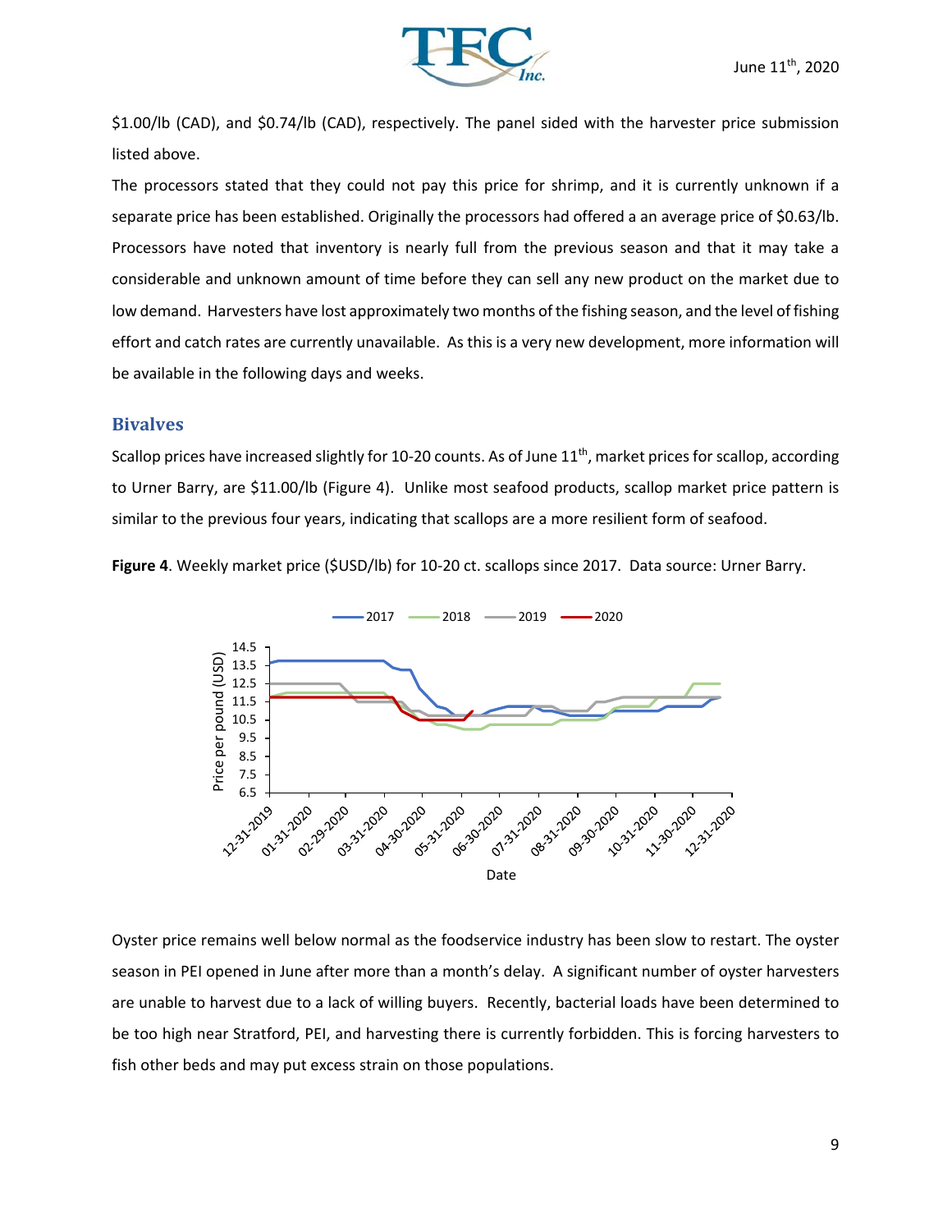$1.00/lb (CAD), and $0.74/lb (CAD), respectively. The panel sided with the harvester price submission listed above.

The processors stated that they could not pay this price for shrimp, and it is currently unknown if a separate price has been established. Originally the processors had offered a an average price of $0.63/lb. Processors have noted that inventory is nearly full from the previous season and that it may take a considerable and unknown amount of time before they can sell any new product on the market due to low demand. Harvesters have lost approximately two months of the fishing season, and the level of fishing effort and catch rates are currently unavailable. As this is a very new development, more information will be available in the following days and weeks.

## Bivalves

Scallop prices have increased slightly for 10-20 counts. As of June 11th, market prices for scallop, according to Urner Barry, are $11.00/lb (Figure 4). Unlike most seafood products, scallop market price pattern is similar to the previous four years, indicating that scallops are a more resilient form of seafood.

**Figure 4**. Weekly market price ($USD/lb) for 10-20 ct. scallops since 2017. Data source: Urner Barry.

Oyster price remains well below normal as the foodservice industry has been slow to restart. The oyster season in PEI opened in June after more than a month's delay. A significant number of oyster harvesters are unable to harvest due to a lack of willing buyers. Recently, bacterial loads have been determined to be too high near Stratford, PEI, and harvesting there is currently forbidden. This is forcing harvesters to fish other beds and may put excess strain on those populations.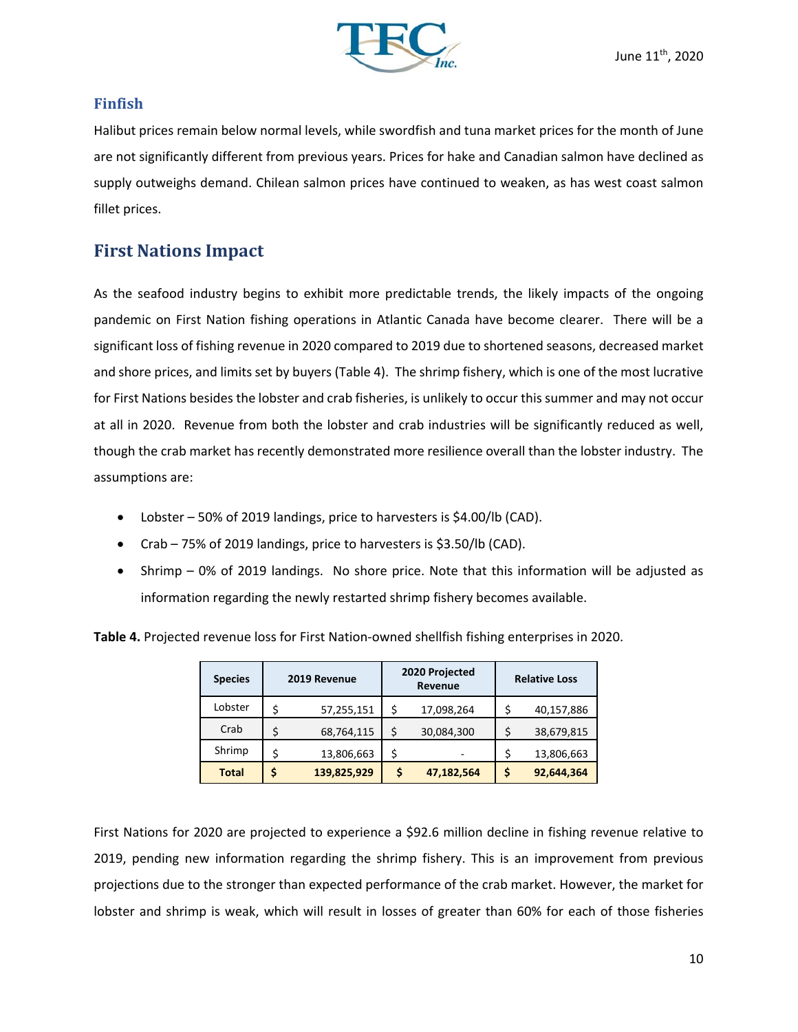### Finfish

Halibut prices remain below normal levels, while swordfish and tuna market prices for the month of June are not significantly different from previous years. Prices for hake and Canadian salmon have declined as supply outweighs demand. Chilean salmon prices have continued to weaken, as has west coast salmon fillet prices.

## First Nations Impact

As the seafood industry begins to exhibit more predictable trends, the likely impacts of the ongoing pandemic on First Nation fishing operations in Atlantic Canada have become clearer. There will be a significant loss of fishing revenue in 2020 compared to 2019 due to shortened seasons, decreased market and shore prices, and limits set by buyers (Table 4). The shrimp fishery, which is one of the most lucrative for First Nations besides the lobster and crab fisheries, is unlikely to occur this summer and may not occur at all in 2020. Revenue from both the lobster and crab industries will be significantly reduced as well, though the crab market has recently demonstrated more resilience overall than the lobster industry. The assumptions are:

- Lobster – 50% of 2019 landings, price to harvesters is $4.00/lb (CAD).
- Crab – 75% of 2019 landings, price to harvesters is $3.50/lb (CAD).
- Shrimp – 0% of 2019 landings. No shore price. Note that this information will be adjusted as information regarding the newly restarted shrimp fishery becomes available.

**Table 4.** Projected revenue loss for First Nation-owned shellfish fishing enterprises in 2020.

| Species | 2019 Revenue | 2020 Projected Revenue | Relative Loss |
|---|---|---|---|
| Lobster | $ 57,255,151 | $ 17,098,264 | $ 40,157,886 |
| Crab | $ 68,764,115 | $ 30,084,300 | $ 38,679,815 |
| Shrimp | $ 13,806,663 | $ - | $ 13,806,663 |
| **Total** | **$ 139,825,929** | **$ 47,182,564** | **$ 92,644,364** |

First Nations for 2020 are projected to experience a $92.6 million decline in fishing revenue relative to 2019, pending new information regarding the shrimp fishery. This is an improvement from previous projections due to the stronger than expected performance of the crab market. However, the market for lobster and shrimp is weak, which will result in losses of greater than 60% for each of those fisheries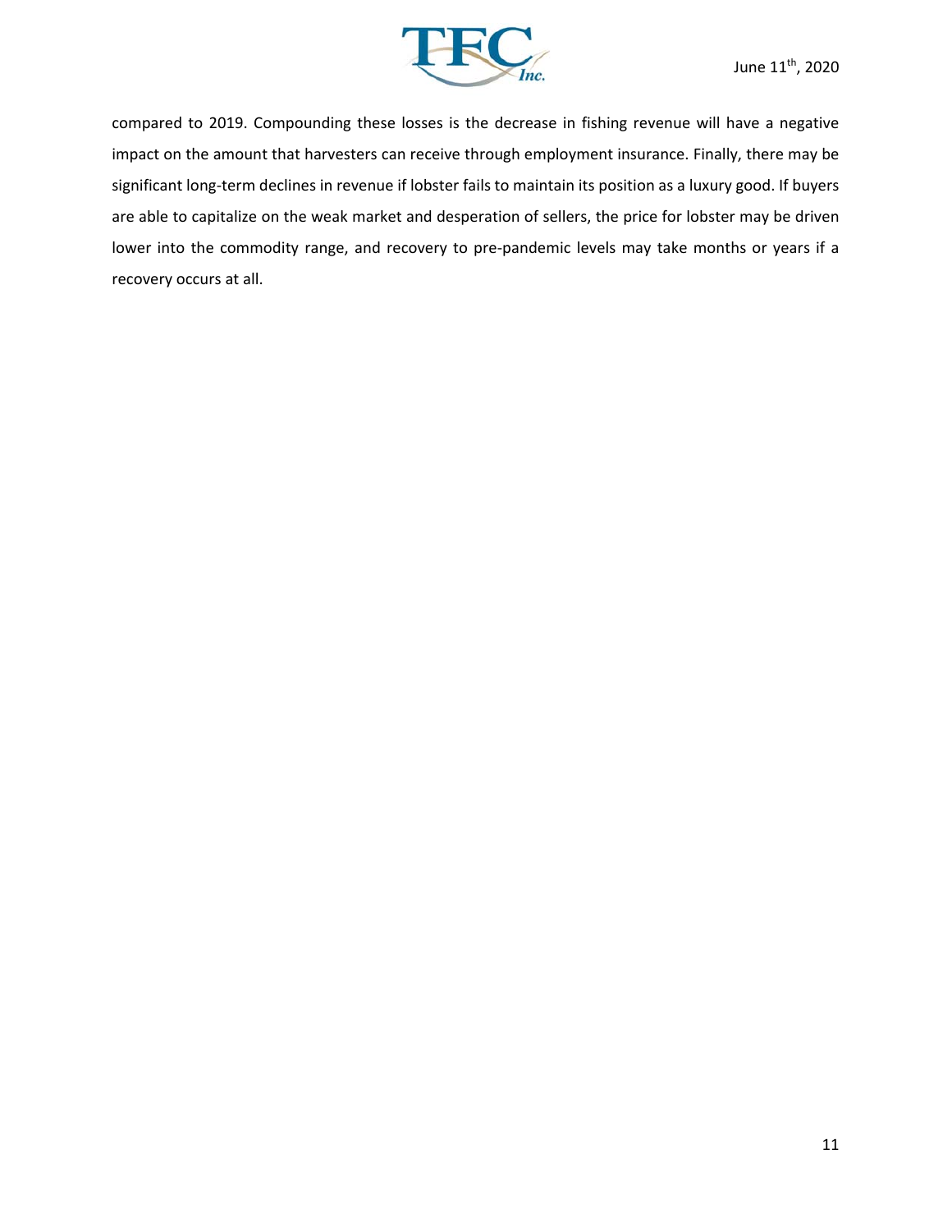compared to 2019. Compounding these losses is the decrease in fishing revenue will have a negative impact on the amount that harvesters can receive through employment insurance. Finally, there may be significant long-term declines in revenue if lobster fails to maintain its position as a luxury good. If buyers are able to capitalize on the weak market and desperation of sellers, the price for lobster may be driven lower into the commodity range, and recovery to pre-pandemic levels may take months or years if a recovery occurs at all.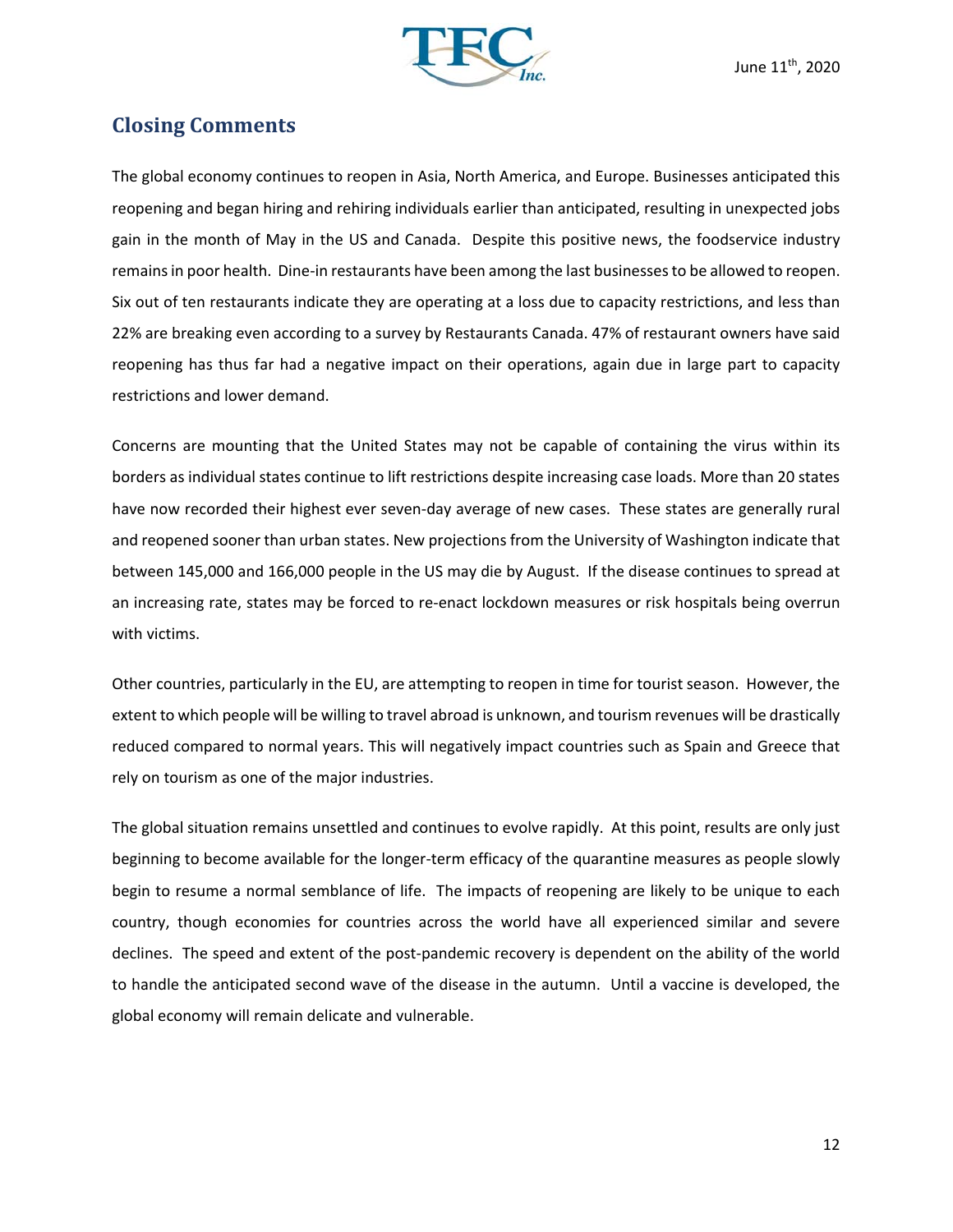## Closing Comments

The global economy continues to reopen in Asia, North America, and Europe. Businesses anticipated this reopening and began hiring and rehiring individuals earlier than anticipated, resulting in unexpected jobs gain in the month of May in the US and Canada. Despite this positive news, the foodservice industry remains in poor health. Dine-in restaurants have been among the last businesses to be allowed to reopen. Six out of ten restaurants indicate they are operating at a loss due to capacity restrictions, and less than 22% are breaking even according to a survey by Restaurants Canada. 47% of restaurant owners have said reopening has thus far had a negative impact on their operations, again due in large part to capacity restrictions and lower demand.

Concerns are mounting that the United States may not be capable of containing the virus within its borders as individual states continue to lift restrictions despite increasing case loads. More than 20 states have now recorded their highest ever seven-day average of new cases. These states are generally rural and reopened sooner than urban states. New projections from the University of Washington indicate that between 145,000 and 166,000 people in the US may die by August. If the disease continues to spread at an increasing rate, states may be forced to re-enact lockdown measures or risk hospitals being overrun with victims.

Other countries, particularly in the EU, are attempting to reopen in time for tourist season. However, the extent to which people will be willing to travel abroad is unknown, and tourism revenues will be drastically reduced compared to normal years. This will negatively impact countries such as Spain and Greece that rely on tourism as one of the major industries.

The global situation remains unsettled and continues to evolve rapidly. At this point, results are only just beginning to become available for the longer-term efficacy of the quarantine measures as people slowly begin to resume a normal semblance of life. The impacts of reopening are likely to be unique to each country, though economies for countries across the world have all experienced similar and severe declines. The speed and extent of the post-pandemic recovery is dependent on the ability of the world to handle the anticipated second wave of the disease in the autumn. Until a vaccine is developed, the global economy will remain delicate and vulnerable.